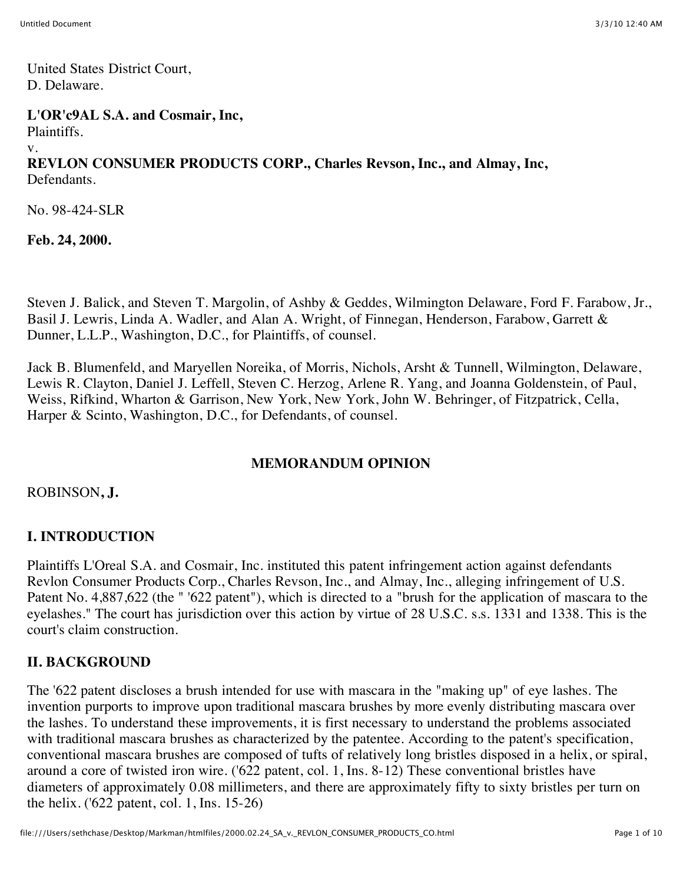United States District Court,
D. Delaware.

**L'OR'c9AL S.A. and Cosmair, Inc,**
Plaintiffs.
v.
**REVLON CONSUMER PRODUCTS CORP., Charles Revson, Inc., and Almay, Inc,**
Defendants.

No. 98-424-SLR

**Feb. 24, 2000.**

Steven J. Balick, and Steven T. Margolin, of Ashby & Geddes, Wilmington Delaware, Ford F. Farabow, Jr., Basil J. Lewris, Linda A. Wadler, and Alan A. Wright, of Finnegan, Henderson, Farabow, Garrett & Dunner, L.L.P., Washington, D.C., for Plaintiffs, of counsel.

Jack B. Blumenfeld, and Maryellen Noreika, of Morris, Nichols, Arsht & Tunnell, Wilmington, Delaware, Lewis R. Clayton, Daniel J. Leffell, Steven C. Herzog, Arlene R. Yang, and Joanna Goldenstein, of Paul, Weiss, Rifkind, Wharton & Garrison, New York, New York, John W. Behringer, of Fitzpatrick, Cella, Harper & Scinto, Washington, D.C., for Defendants, of counsel.

## MEMORANDUM OPINION

ROBINSON**, J.**

## I. INTRODUCTION

Plaintiffs L'Oreal S.A. and Cosmair, Inc. instituted this patent infringement action against defendants Revlon Consumer Products Corp., Charles Revson, Inc., and Almay, Inc., alleging infringement of U.S. Patent No. 4,887,622 (the " '622 patent"), which is directed to a "brush for the application of mascara to the eyelashes." The court has jurisdiction over this action by virtue of 28 U.S.C. s.s. 1331 and 1338. This is the court's claim construction.

## II. BACKGROUND

The '622 patent discloses a brush intended for use with mascara in the "making up" of eye lashes. The invention purports to improve upon traditional mascara brushes by more evenly distributing mascara over the lashes. To understand these improvements, it is first necessary to understand the problems associated with traditional mascara brushes as characterized by the patentee. According to the patent's specification, conventional mascara brushes are composed of tufts of relatively long bristles disposed in a helix, or spiral, around a core of twisted iron wire. ('622 patent, col. 1, lns. 8-12) These conventional bristles have diameters of approximately 0.08 millimeters, and there are approximately fifty to sixty bristles per turn on the helix. ('622 patent, col. 1, lns. 15-26)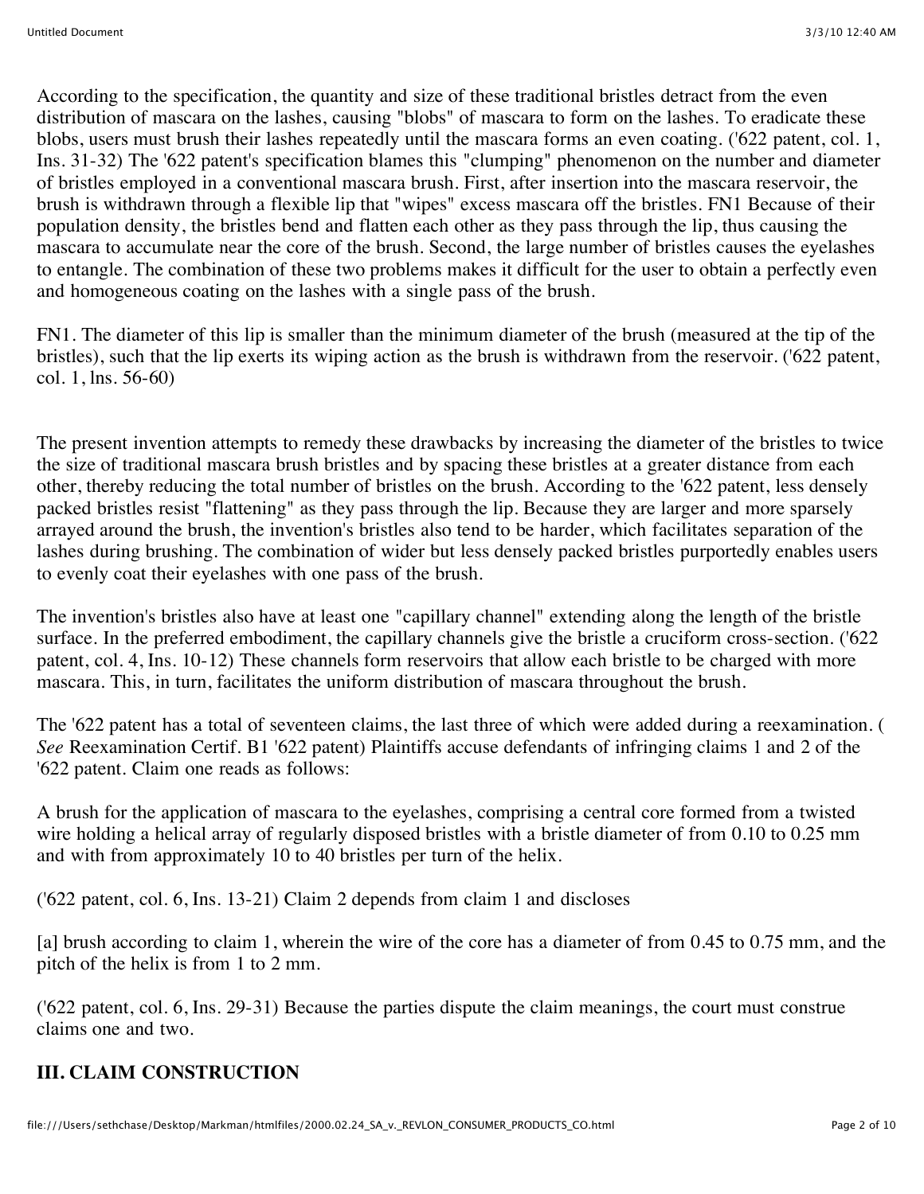According to the specification, the quantity and size of these traditional bristles detract from the even distribution of mascara on the lashes, causing "blobs" of mascara to form on the lashes. To eradicate these blobs, users must brush their lashes repeatedly until the mascara forms an even coating. ('622 patent, col. 1, lns. 31-32) The '622 patent's specification blames this "clumping" phenomenon on the number and diameter of bristles employed in a conventional mascara brush. First, after insertion into the mascara reservoir, the brush is withdrawn through a flexible lip that "wipes" excess mascara off the bristles. FN1 Because of their population density, the bristles bend and flatten each other as they pass through the lip, thus causing the mascara to accumulate near the core of the brush. Second, the large number of bristles causes the eyelashes to entangle. The combination of these two problems makes it difficult for the user to obtain a perfectly even and homogeneous coating on the lashes with a single pass of the brush.

FN1. The diameter of this lip is smaller than the minimum diameter of the brush (measured at the tip of the bristles), such that the lip exerts its wiping action as the brush is withdrawn from the reservoir. ('622 patent, col. 1, lns. 56-60)

The present invention attempts to remedy these drawbacks by increasing the diameter of the bristles to twice the size of traditional mascara brush bristles and by spacing these bristles at a greater distance from each other, thereby reducing the total number of bristles on the brush. According to the '622 patent, less densely packed bristles resist "flattening" as they pass through the lip. Because they are larger and more sparsely arrayed around the brush, the invention's bristles also tend to be harder, which facilitates separation of the lashes during brushing. The combination of wider but less densely packed bristles purportedly enables users to evenly coat their eyelashes with one pass of the brush.

The invention's bristles also have at least one "capillary channel" extending along the length of the bristle surface. In the preferred embodiment, the capillary channels give the bristle a cruciform cross-section. ('622 patent, col. 4, lns. 10-12) These channels form reservoirs that allow each bristle to be charged with more mascara. This, in turn, facilitates the uniform distribution of mascara throughout the brush.

The '622 patent has a total of seventeen claims, the last three of which were added during a reexamination. ( *See* Reexamination Certif. B1 '622 patent) Plaintiffs accuse defendants of infringing claims 1 and 2 of the '622 patent. Claim one reads as follows:

A brush for the application of mascara to the eyelashes, comprising a central core formed from a twisted wire holding a helical array of regularly disposed bristles with a bristle diameter of from 0.10 to 0.25 mm and with from approximately 10 to 40 bristles per turn of the helix.

('622 patent, col. 6, lns. 13-21) Claim 2 depends from claim 1 and discloses

[a] brush according to claim 1, wherein the wire of the core has a diameter of from 0.45 to 0.75 mm, and the pitch of the helix is from 1 to 2 mm.

('622 patent, col. 6, lns. 29-31) Because the parties dispute the claim meanings, the court must construe claims one and two.

## III. CLAIM CONSTRUCTION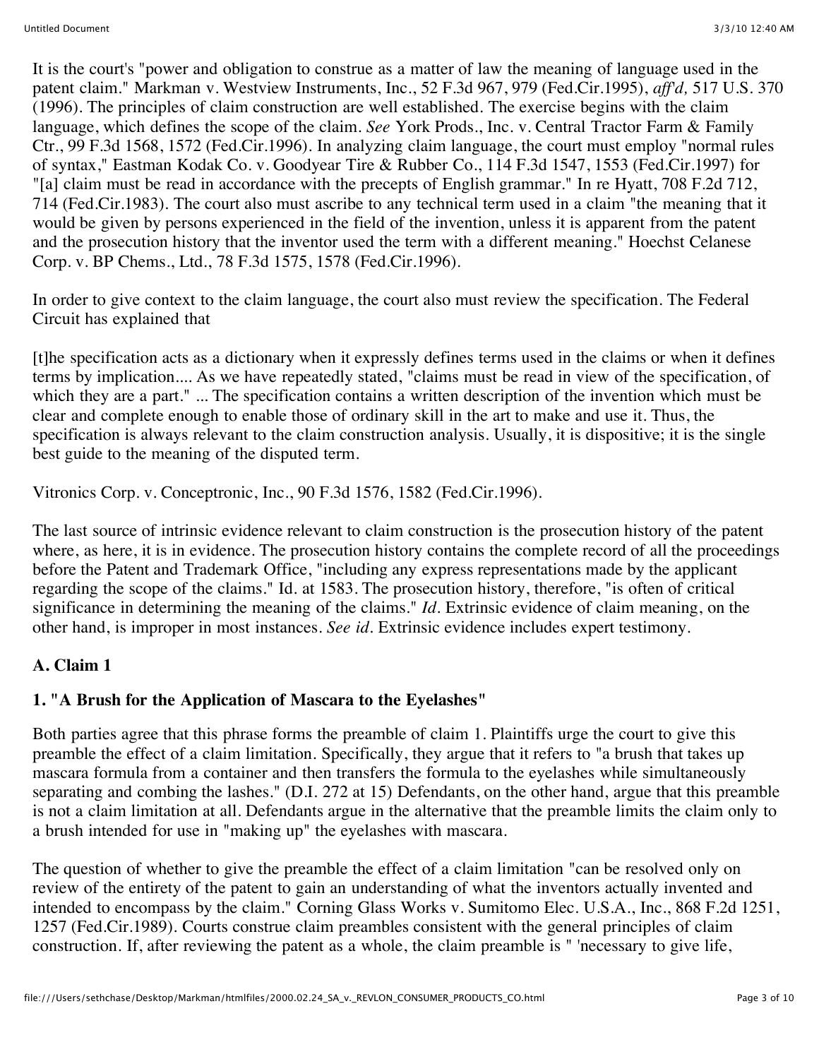It is the court's "power and obligation to construe as a matter of law the meaning of language used in the patent claim." Markman v. Westview Instruments, Inc., 52 F.3d 967, 979 (Fed.Cir.1995), *aff'd,* 517 U.S. 370 (1996). The principles of claim construction are well established. The exercise begins with the claim language, which defines the scope of the claim. *See* York Prods., Inc. v. Central Tractor Farm & Family Ctr., 99 F.3d 1568, 1572 (Fed.Cir.1996). In analyzing claim language, the court must employ "normal rules of syntax," Eastman Kodak Co. v. Goodyear Tire & Rubber Co., 114 F.3d 1547, 1553 (Fed.Cir.1997) for "[a] claim must be read in accordance with the precepts of English grammar." In re Hyatt, 708 F.2d 712, 714 (Fed.Cir.1983). The court also must ascribe to any technical term used in a claim "the meaning that it would be given by persons experienced in the field of the invention, unless it is apparent from the patent and the prosecution history that the inventor used the term with a different meaning." Hoechst Celanese Corp. v. BP Chems., Ltd., 78 F.3d 1575, 1578 (Fed.Cir.1996).

In order to give context to the claim language, the court also must review the specification. The Federal Circuit has explained that

[t]he specification acts as a dictionary when it expressly defines terms used in the claims or when it defines terms by implication.... As we have repeatedly stated, "claims must be read in view of the specification, of which they are a part." ... The specification contains a written description of the invention which must be clear and complete enough to enable those of ordinary skill in the art to make and use it. Thus, the specification is always relevant to the claim construction analysis. Usually, it is dispositive; it is the single best guide to the meaning of the disputed term.

Vitronics Corp. v. Conceptronic, Inc., 90 F.3d 1576, 1582 (Fed.Cir.1996).

The last source of intrinsic evidence relevant to claim construction is the prosecution history of the patent where, as here, it is in evidence. The prosecution history contains the complete record of all the proceedings before the Patent and Trademark Office, "including any express representations made by the applicant regarding the scope of the claims." Id. at 1583. The prosecution history, therefore, "is often of critical significance in determining the meaning of the claims." *Id.* Extrinsic evidence of claim meaning, on the other hand, is improper in most instances. *See id.* Extrinsic evidence includes expert testimony.

### A. Claim 1

#### 1. "A Brush for the Application of Mascara to the Eyelashes"

Both parties agree that this phrase forms the preamble of claim 1. Plaintiffs urge the court to give this preamble the effect of a claim limitation. Specifically, they argue that it refers to "a brush that takes up mascara formula from a container and then transfers the formula to the eyelashes while simultaneously separating and combing the lashes." (D.I. 272 at 15) Defendants, on the other hand, argue that this preamble is not a claim limitation at all. Defendants argue in the alternative that the preamble limits the claim only to a brush intended for use in "making up" the eyelashes with mascara.

The question of whether to give the preamble the effect of a claim limitation "can be resolved only on review of the entirety of the patent to gain an understanding of what the inventors actually invented and intended to encompass by the claim." Corning Glass Works v. Sumitomo Elec. U.S.A., Inc., 868 F.2d 1251, 1257 (Fed.Cir.1989). Courts construe claim preambles consistent with the general principles of claim construction. If, after reviewing the patent as a whole, the claim preamble is " 'necessary to give life,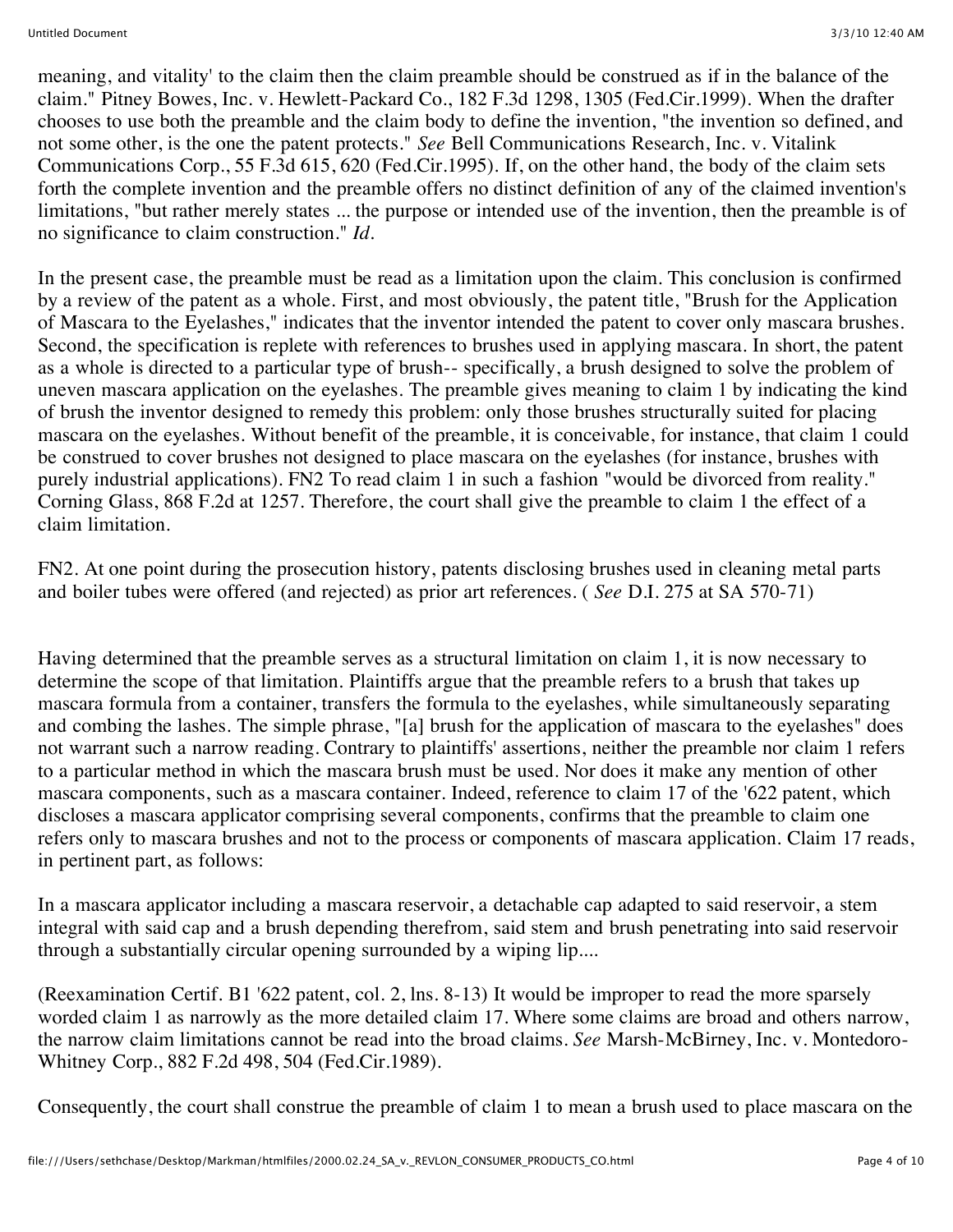meaning, and vitality' to the claim then the claim preamble should be construed as if in the balance of the claim." Pitney Bowes, Inc. v. Hewlett-Packard Co., 182 F.3d 1298, 1305 (Fed.Cir.1999). When the drafter chooses to use both the preamble and the claim body to define the invention, "the invention so defined, and not some other, is the one the patent protects." *See* Bell Communications Research, Inc. v. Vitalink Communications Corp., 55 F.3d 615, 620 (Fed.Cir.1995). If, on the other hand, the body of the claim sets forth the complete invention and the preamble offers no distinct definition of any of the claimed invention's limitations, "but rather merely states ... the purpose or intended use of the invention, then the preamble is of no significance to claim construction." *Id.*

In the present case, the preamble must be read as a limitation upon the claim. This conclusion is confirmed by a review of the patent as a whole. First, and most obviously, the patent title, "Brush for the Application of Mascara to the Eyelashes," indicates that the inventor intended the patent to cover only mascara brushes. Second, the specification is replete with references to brushes used in applying mascara. In short, the patent as a whole is directed to a particular type of brush-- specifically, a brush designed to solve the problem of uneven mascara application on the eyelashes. The preamble gives meaning to claim 1 by indicating the kind of brush the inventor designed to remedy this problem: only those brushes structurally suited for placing mascara on the eyelashes. Without benefit of the preamble, it is conceivable, for instance, that claim 1 could be construed to cover brushes not designed to place mascara on the eyelashes (for instance, brushes with purely industrial applications). FN2 To read claim 1 in such a fashion "would be divorced from reality." Corning Glass, 868 F.2d at 1257. Therefore, the court shall give the preamble to claim 1 the effect of a claim limitation.

FN2. At one point during the prosecution history, patents disclosing brushes used in cleaning metal parts and boiler tubes were offered (and rejected) as prior art references. ( *See* D.I. 275 at SA 570-71)

Having determined that the preamble serves as a structural limitation on claim 1, it is now necessary to determine the scope of that limitation. Plaintiffs argue that the preamble refers to a brush that takes up mascara formula from a container, transfers the formula to the eyelashes, while simultaneously separating and combing the lashes. The simple phrase, "[a] brush for the application of mascara to the eyelashes" does not warrant such a narrow reading. Contrary to plaintiffs' assertions, neither the preamble nor claim 1 refers to a particular method in which the mascara brush must be used. Nor does it make any mention of other mascara components, such as a mascara container. Indeed, reference to claim 17 of the '622 patent, which discloses a mascara applicator comprising several components, confirms that the preamble to claim one refers only to mascara brushes and not to the process or components of mascara application. Claim 17 reads, in pertinent part, as follows:

In a mascara applicator including a mascara reservoir, a detachable cap adapted to said reservoir, a stem integral with said cap and a brush depending therefrom, said stem and brush penetrating into said reservoir through a substantially circular opening surrounded by a wiping lip....

(Reexamination Certif. B1 '622 patent, col. 2, lns. 8-13) It would be improper to read the more sparsely worded claim 1 as narrowly as the more detailed claim 17. Where some claims are broad and others narrow, the narrow claim limitations cannot be read into the broad claims. *See* Marsh-McBirney, Inc. v. Montedoro-Whitney Corp., 882 F.2d 498, 504 (Fed.Cir.1989).

Consequently, the court shall construe the preamble of claim 1 to mean a brush used to place mascara on the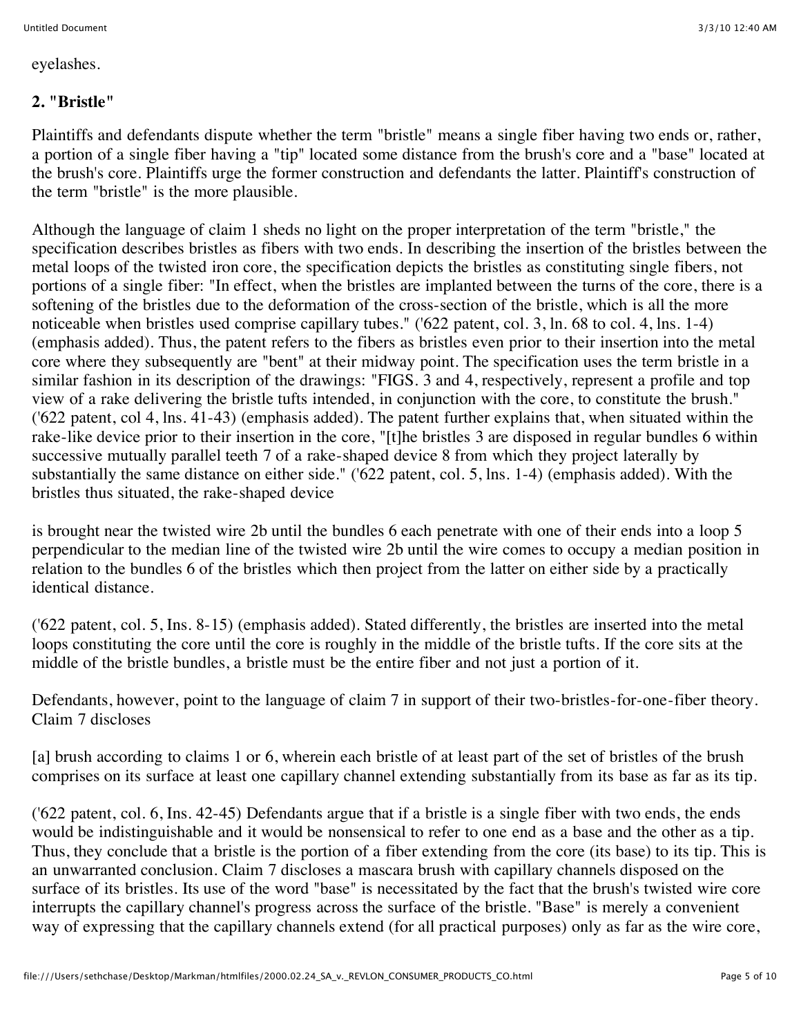eyelashes.

**2. "Bristle"**

Plaintiffs and defendants dispute whether the term "bristle" means a single fiber having two ends or, rather, a portion of a single fiber having a "tip" located some distance from the brush's core and a "base" located at the brush's core. Plaintiffs urge the former construction and defendants the latter. Plaintiff's construction of the term "bristle" is the more plausible.

Although the language of claim 1 sheds no light on the proper interpretation of the term "bristle," the specification describes bristles as fibers with two ends. In describing the insertion of the bristles between the metal loops of the twisted iron core, the specification depicts the bristles as constituting single fibers, not portions of a single fiber: "In effect, when the bristles are implanted between the turns of the core, there is a softening of the bristles due to the deformation of the cross-section of the bristle, which is all the more noticeable when bristles used comprise capillary tubes." ('622 patent, col. 3, ln. 68 to col. 4, lns. 1-4) (emphasis added). Thus, the patent refers to the fibers as bristles even prior to their insertion into the metal core where they subsequently are "bent" at their midway point. The specification uses the term bristle in a similar fashion in its description of the drawings: "FIGS. 3 and 4, respectively, represent a profile and top view of a rake delivering the bristle tufts intended, in conjunction with the core, to constitute the brush." ('622 patent, col 4, lns. 41-43) (emphasis added). The patent further explains that, when situated within the rake-like device prior to their insertion in the core, "[t]he bristles 3 are disposed in regular bundles 6 within successive mutually parallel teeth 7 of a rake-shaped device 8 from which they project laterally by substantially the same distance on either side." ('622 patent, col. 5, lns. 1-4) (emphasis added). With the bristles thus situated, the rake-shaped device

is brought near the twisted wire 2b until the bundles 6 each penetrate with one of their ends into a loop 5 perpendicular to the median line of the twisted wire 2b until the wire comes to occupy a median position in relation to the bundles 6 of the bristles which then project from the latter on either side by a practically identical distance.

('622 patent, col. 5, Ins. 8-15) (emphasis added). Stated differently, the bristles are inserted into the metal loops constituting the core until the core is roughly in the middle of the bristle tufts. If the core sits at the middle of the bristle bundles, a bristle must be the entire fiber and not just a portion of it.

Defendants, however, point to the language of claim 7 in support of their two-bristles-for-one-fiber theory. Claim 7 discloses

[a] brush according to claims 1 or 6, wherein each bristle of at least part of the set of bristles of the brush comprises on its surface at least one capillary channel extending substantially from its base as far as its tip.

('622 patent, col. 6, Ins. 42-45) Defendants argue that if a bristle is a single fiber with two ends, the ends would be indistinguishable and it would be nonsensical to refer to one end as a base and the other as a tip. Thus, they conclude that a bristle is the portion of a fiber extending from the core (its base) to its tip. This is an unwarranted conclusion. Claim 7 discloses a mascara brush with capillary channels disposed on the surface of its bristles. Its use of the word "base" is necessitated by the fact that the brush's twisted wire core interrupts the capillary channel's progress across the surface of the bristle. "Base" is merely a convenient way of expressing that the capillary channels extend (for all practical purposes) only as far as the wire core,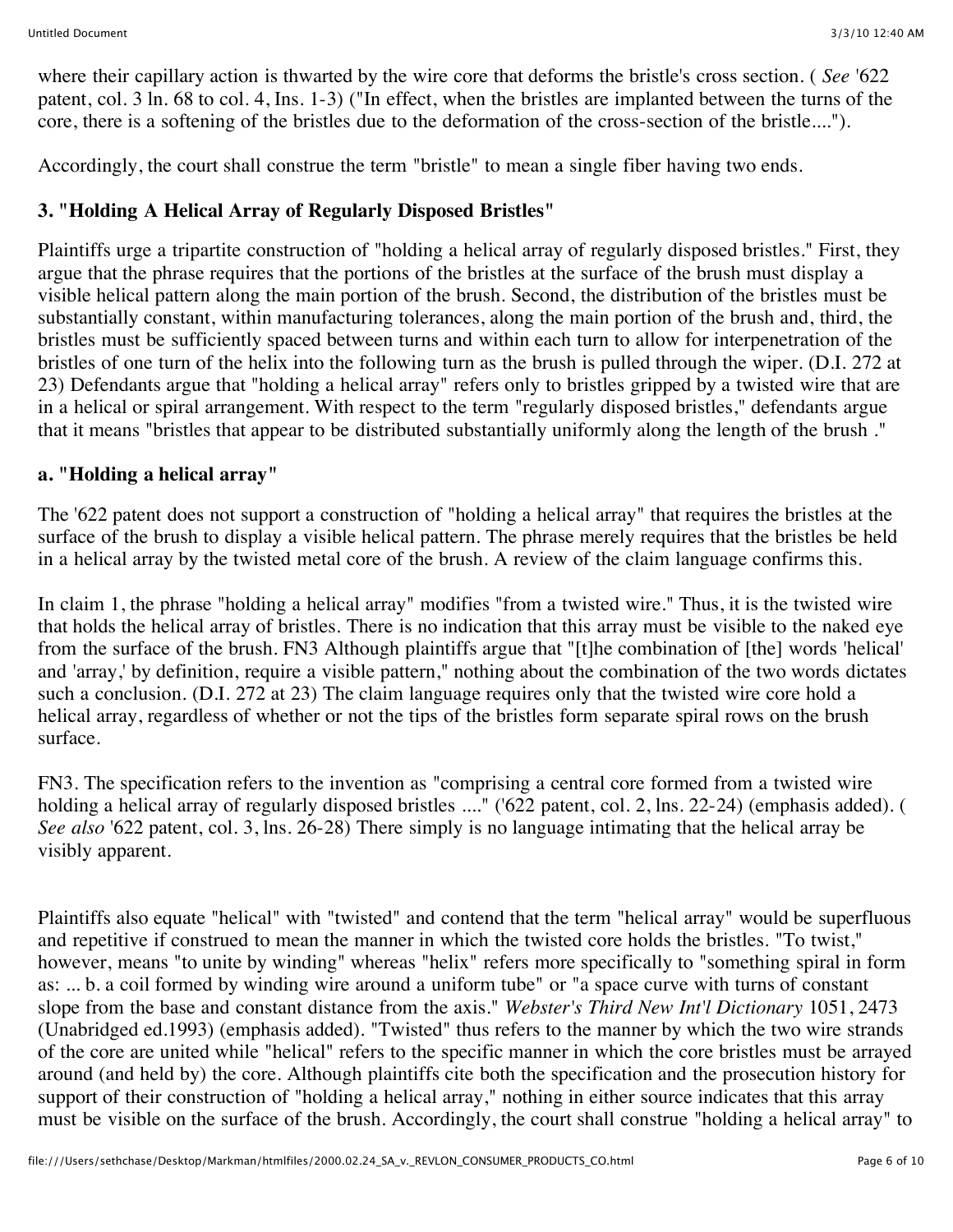where their capillary action is thwarted by the wire core that deforms the bristle's cross section. ( *See* '622 patent, col. 3 ln. 68 to col. 4, lns. 1-3) ("In effect, when the bristles are implanted between the turns of the core, there is a softening of the bristles due to the deformation of the cross-section of the bristle....").

Accordingly, the court shall construe the term "bristle" to mean a single fiber having two ends.

### 3. "Holding A Helical Array of Regularly Disposed Bristles"

Plaintiffs urge a tripartite construction of "holding a helical array of regularly disposed bristles." First, they argue that the phrase requires that the portions of the bristles at the surface of the brush must display a visible helical pattern along the main portion of the brush. Second, the distribution of the bristles must be substantially constant, within manufacturing tolerances, along the main portion of the brush and, third, the bristles must be sufficiently spaced between turns and within each turn to allow for interpenetration of the bristles of one turn of the helix into the following turn as the brush is pulled through the wiper. (D.I. 272 at 23) Defendants argue that "holding a helical array" refers only to bristles gripped by a twisted wire that are in a helical or spiral arrangement. With respect to the term "regularly disposed bristles," defendants argue that it means "bristles that appear to be distributed substantially uniformly along the length of the brush ."

#### a. "Holding a helical array"

The '622 patent does not support a construction of "holding a helical array" that requires the bristles at the surface of the brush to display a visible helical pattern. The phrase merely requires that the bristles be held in a helical array by the twisted metal core of the brush. A review of the claim language confirms this.

In claim 1, the phrase "holding a helical array" modifies "from a twisted wire." Thus, it is the twisted wire that holds the helical array of bristles. There is no indication that this array must be visible to the naked eye from the surface of the brush. FN3 Although plaintiffs argue that "[t]he combination of [the] words 'helical' and 'array,' by definition, require a visible pattern," nothing about the combination of the two words dictates such a conclusion. (D.I. 272 at 23) The claim language requires only that the twisted wire core hold a helical array, regardless of whether or not the tips of the bristles form separate spiral rows on the brush surface.

FN3. The specification refers to the invention as "comprising a central core formed from a twisted wire holding a helical array of regularly disposed bristles ...." ('622 patent, col. 2, lns. 22-24) (emphasis added). ( *See also* '622 patent, col. 3, lns. 26-28) There simply is no language intimating that the helical array be visibly apparent.

Plaintiffs also equate "helical" with "twisted" and contend that the term "helical array" would be superfluous and repetitive if construed to mean the manner in which the twisted core holds the bristles. "To twist," however, means "to unite by winding" whereas "helix" refers more specifically to "something spiral in form as: ... b. a coil formed by winding wire around a uniform tube" or "a space curve with turns of constant slope from the base and constant distance from the axis." *Webster's Third New Int'l Dictionary* 1051, 2473 (Unabridged ed.1993) (emphasis added). "Twisted" thus refers to the manner by which the two wire strands of the core are united while "helical" refers to the specific manner in which the core bristles must be arrayed around (and held by) the core. Although plaintiffs cite both the specification and the prosecution history for support of their construction of "holding a helical array," nothing in either source indicates that this array must be visible on the surface of the brush. Accordingly, the court shall construe "holding a helical array" to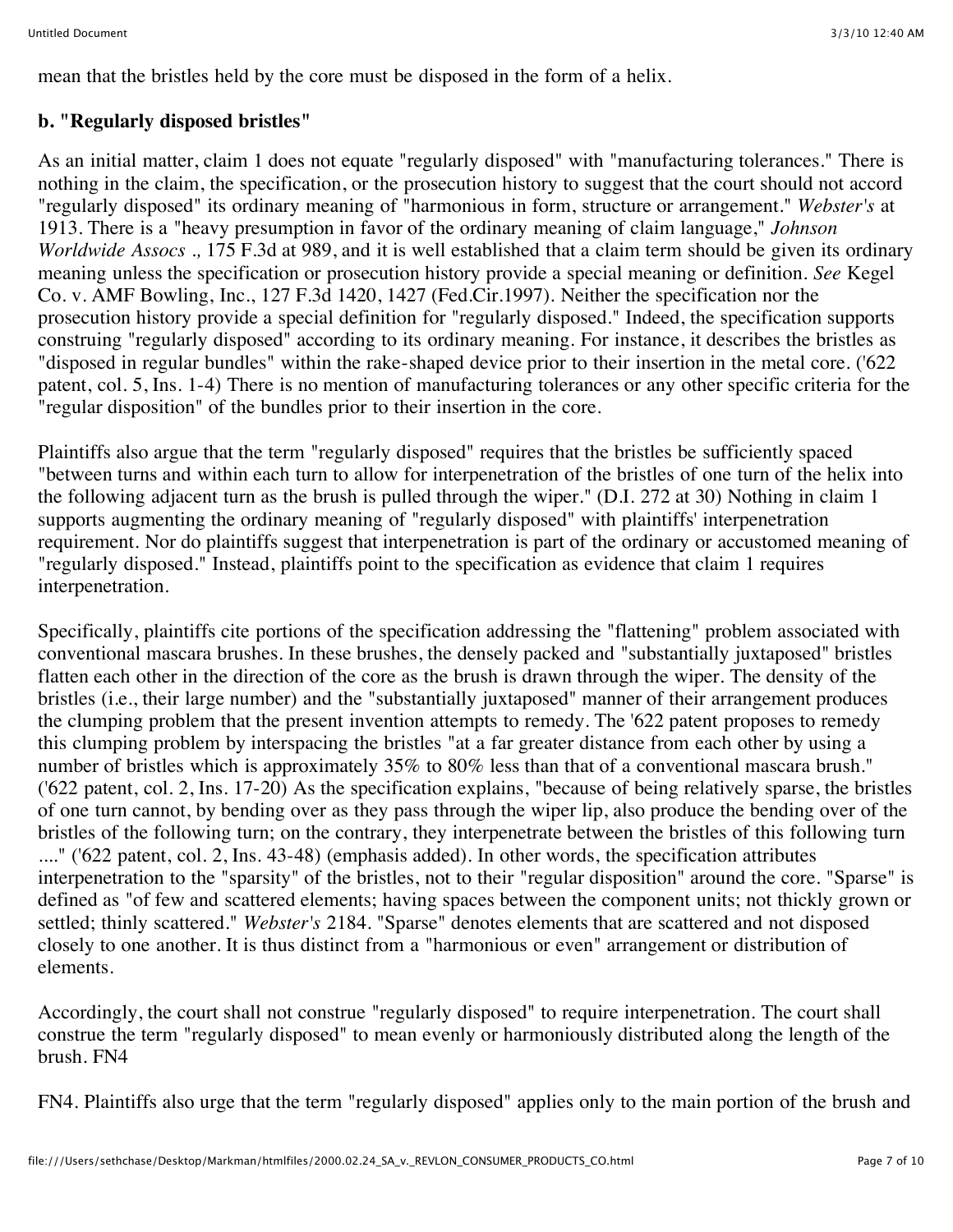mean that the bristles held by the core must be disposed in the form of a helix.

**b. "Regularly disposed bristles"**

As an initial matter, claim 1 does not equate "regularly disposed" with "manufacturing tolerances." There is nothing in the claim, the specification, or the prosecution history to suggest that the court should not accord "regularly disposed" its ordinary meaning of "harmonious in form, structure or arrangement." *Webster's* at 1913. There is a "heavy presumption in favor of the ordinary meaning of claim language," *Johnson Worldwide Assocs .,* 175 F.3d at 989, and it is well established that a claim term should be given its ordinary meaning unless the specification or prosecution history provide a special meaning or definition. *See* Kegel Co. v. AMF Bowling, Inc., 127 F.3d 1420, 1427 (Fed.Cir.1997). Neither the specification nor the prosecution history provide a special definition for "regularly disposed." Indeed, the specification supports construing "regularly disposed" according to its ordinary meaning. For instance, it describes the bristles as "disposed in regular bundles" within the rake-shaped device prior to their insertion in the metal core. ('622 patent, col. 5, Ins. 1-4) There is no mention of manufacturing tolerances or any other specific criteria for the "regular disposition" of the bundles prior to their insertion in the core.

Plaintiffs also argue that the term "regularly disposed" requires that the bristles be sufficiently spaced "between turns and within each turn to allow for interpenetration of the bristles of one turn of the helix into the following adjacent turn as the brush is pulled through the wiper." (D.I. 272 at 30) Nothing in claim 1 supports augmenting the ordinary meaning of "regularly disposed" with plaintiffs' interpenetration requirement. Nor do plaintiffs suggest that interpenetration is part of the ordinary or accustomed meaning of "regularly disposed." Instead, plaintiffs point to the specification as evidence that claim 1 requires interpenetration.

Specifically, plaintiffs cite portions of the specification addressing the "flattening" problem associated with conventional mascara brushes. In these brushes, the densely packed and "substantially juxtaposed" bristles flatten each other in the direction of the core as the brush is drawn through the wiper. The density of the bristles (i.e., their large number) and the "substantially juxtaposed" manner of their arrangement produces the clumping problem that the present invention attempts to remedy. The '622 patent proposes to remedy this clumping problem by interspacing the bristles "at a far greater distance from each other by using a number of bristles which is approximately 35% to 80% less than that of a conventional mascara brush." ('622 patent, col. 2, Ins. 17-20) As the specification explains, "because of being relatively sparse, the bristles of one turn cannot, by bending over as they pass through the wiper lip, also produce the bending over of the bristles of the following turn; on the contrary, they interpenetrate between the bristles of this following turn ...." ('622 patent, col. 2, Ins. 43-48) (emphasis added). In other words, the specification attributes interpenetration to the "sparsity" of the bristles, not to their "regular disposition" around the core. "Sparse" is defined as "of few and scattered elements; having spaces between the component units; not thickly grown or settled; thinly scattered." *Webster's* 2184. "Sparse" denotes elements that are scattered and not disposed closely to one another. It is thus distinct from a "harmonious or even" arrangement or distribution of elements.

Accordingly, the court shall not construe "regularly disposed" to require interpenetration. The court shall construe the term "regularly disposed" to mean evenly or harmoniously distributed along the length of the brush. FN4

FN4. Plaintiffs also urge that the term "regularly disposed" applies only to the main portion of the brush and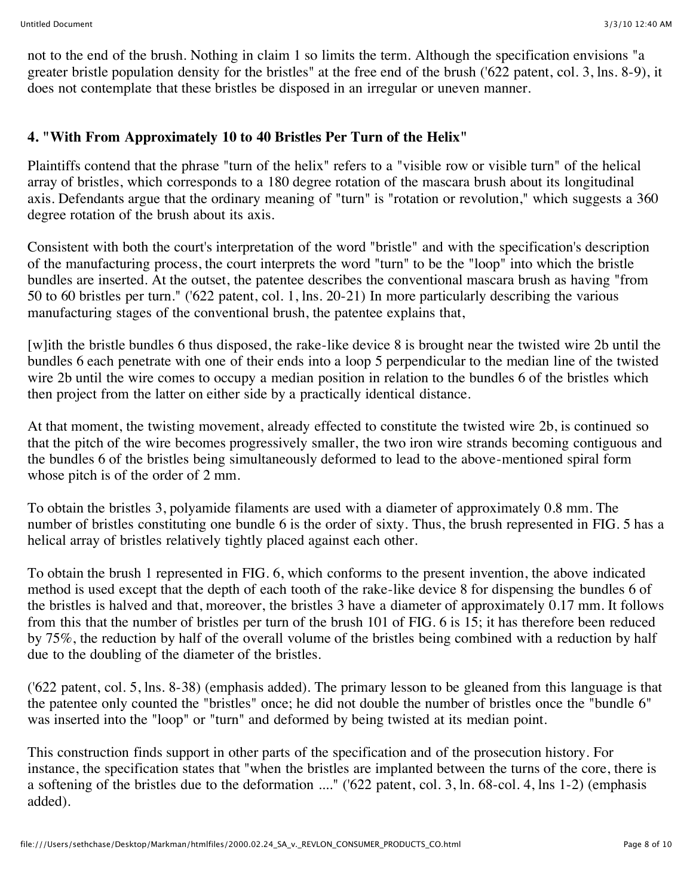not to the end of the brush. Nothing in claim 1 so limits the term. Although the specification envisions "a greater bristle population density for the bristles" at the free end of the brush ('622 patent, col. 3, lns. 8-9), it does not contemplate that these bristles be disposed in an irregular or uneven manner.

### 4. "With From Approximately 10 to 40 Bristles Per Turn of the Helix"

Plaintiffs contend that the phrase "turn of the helix" refers to a "visible row or visible turn" of the helical array of bristles, which corresponds to a 180 degree rotation of the mascara brush about its longitudinal axis. Defendants argue that the ordinary meaning of "turn" is "rotation or revolution," which suggests a 360 degree rotation of the brush about its axis.

Consistent with both the court's interpretation of the word "bristle" and with the specification's description of the manufacturing process, the court interprets the word "turn" to be the "loop" into which the bristle bundles are inserted. At the outset, the patentee describes the conventional mascara brush as having "from 50 to 60 bristles per turn." ('622 patent, col. 1, lns. 20-21) In more particularly describing the various manufacturing stages of the conventional brush, the patentee explains that,

[w]ith the bristle bundles 6 thus disposed, the rake-like device 8 is brought near the twisted wire 2b until the bundles 6 each penetrate with one of their ends into a loop 5 perpendicular to the median line of the twisted wire 2b until the wire comes to occupy a median position in relation to the bundles 6 of the bristles which then project from the latter on either side by a practically identical distance.

At that moment, the twisting movement, already effected to constitute the twisted wire 2b, is continued so that the pitch of the wire becomes progressively smaller, the two iron wire strands becoming contiguous and the bundles 6 of the bristles being simultaneously deformed to lead to the above-mentioned spiral form whose pitch is of the order of 2 mm.

To obtain the bristles 3, polyamide filaments are used with a diameter of approximately 0.8 mm. The number of bristles constituting one bundle 6 is the order of sixty. Thus, the brush represented in FIG. 5 has a helical array of bristles relatively tightly placed against each other.

To obtain the brush 1 represented in FIG. 6, which conforms to the present invention, the above indicated method is used except that the depth of each tooth of the rake-like device 8 for dispensing the bundles 6 of the bristles is halved and that, moreover, the bristles 3 have a diameter of approximately 0.17 mm. It follows from this that the number of bristles per turn of the brush 101 of FIG. 6 is 15; it has therefore been reduced by 75%, the reduction by half of the overall volume of the bristles being combined with a reduction by half due to the doubling of the diameter of the bristles.

('622 patent, col. 5, lns. 8-38) (emphasis added). The primary lesson to be gleaned from this language is that the patentee only counted the "bristles" once; he did not double the number of bristles once the "bundle 6" was inserted into the "loop" or "turn" and deformed by being twisted at its median point.

This construction finds support in other parts of the specification and of the prosecution history. For instance, the specification states that "when the bristles are implanted between the turns of the core, there is a softening of the bristles due to the deformation ...." ('622 patent, col. 3, ln. 68-col. 4, lns 1-2) (emphasis added).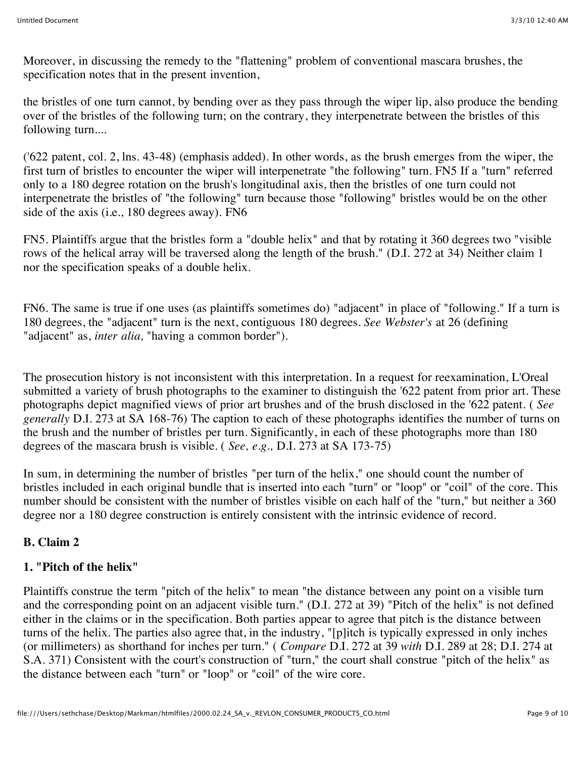Moreover, in discussing the remedy to the "flattening" problem of conventional mascara brushes, the specification notes that in the present invention,

the bristles of one turn cannot, by bending over as they pass through the wiper lip, also produce the bending over of the bristles of the following turn; on the contrary, they interpenetrate between the bristles of this following turn....

('622 patent, col. 2, lns. 43-48) (emphasis added). In other words, as the brush emerges from the wiper, the first turn of bristles to encounter the wiper will interpenetrate "the following" turn. FN5 If a "turn" referred only to a 180 degree rotation on the brush's longitudinal axis, then the bristles of one turn could not interpenetrate the bristles of "the following" turn because those "following" bristles would be on the other side of the axis (i.e., 180 degrees away). FN6

FN5. Plaintiffs argue that the bristles form a "double helix" and that by rotating it 360 degrees two "visible rows of the helical array will be traversed along the length of the brush." (D.I. 272 at 34) Neither claim 1 nor the specification speaks of a double helix.

FN6. The same is true if one uses (as plaintiffs sometimes do) "adjacent" in place of "following." If a turn is 180 degrees, the "adjacent" turn is the next, contiguous 180 degrees. *See Webster's* at 26 (defining "adjacent" as, *inter alia,* "having a common border").

The prosecution history is not inconsistent with this interpretation. In a request for reexamination, L'Oreal submitted a variety of brush photographs to the examiner to distinguish the '622 patent from prior art. These photographs depict magnified views of prior art brushes and of the brush disclosed in the '622 patent. ( *See generally* D.I. 273 at SA 168-76) The caption to each of these photographs identifies the number of turns on the brush and the number of bristles per turn. Significantly, in each of these photographs more than 180 degrees of the mascara brush is visible. ( *See, e.g.,* D.I. 273 at SA 173-75)

In sum, in determining the number of bristles "per turn of the helix," one should count the number of bristles included in each original bundle that is inserted into each "turn" or "loop" or "coil" of the core. This number should be consistent with the number of bristles visible on each half of the "turn," but neither a 360 degree nor a 180 degree construction is entirely consistent with the intrinsic evidence of record.

## B. Claim 2

### 1. "Pitch of the helix"

Plaintiffs construe the term "pitch of the helix" to mean "the distance between any point on a visible turn and the corresponding point on an adjacent visible turn." (D.I. 272 at 39) "Pitch of the helix" is not defined either in the claims or in the specification. Both parties appear to agree that pitch is the distance between turns of the helix. The parties also agree that, in the industry, "[p]itch is typically expressed in only inches (or millimeters) as shorthand for inches per turn." ( *Compare* D.I. 272 at 39 *with* D.I. 289 at 28; D.I. 274 at S.A. 371) Consistent with the court's construction of "turn," the court shall construe "pitch of the helix" as the distance between each "turn" or "loop" or "coil" of the wire core.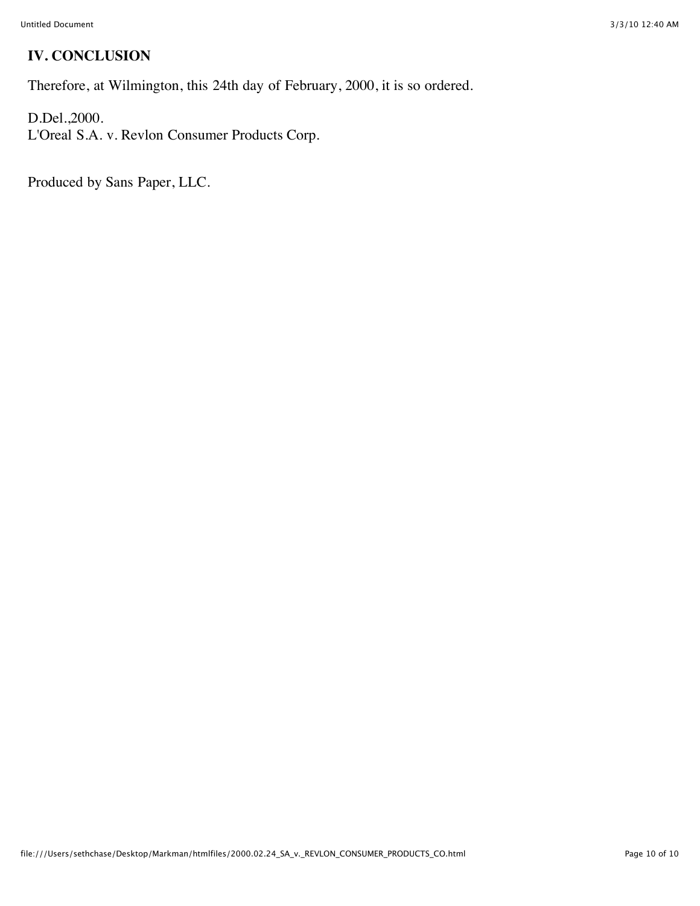## IV. CONCLUSION

Therefore, at Wilmington, this 24th day of February, 2000, it is so ordered.

D.Del.,2000.
L'Oreal S.A. v. Revlon Consumer Products Corp.

Produced by Sans Paper, LLC.